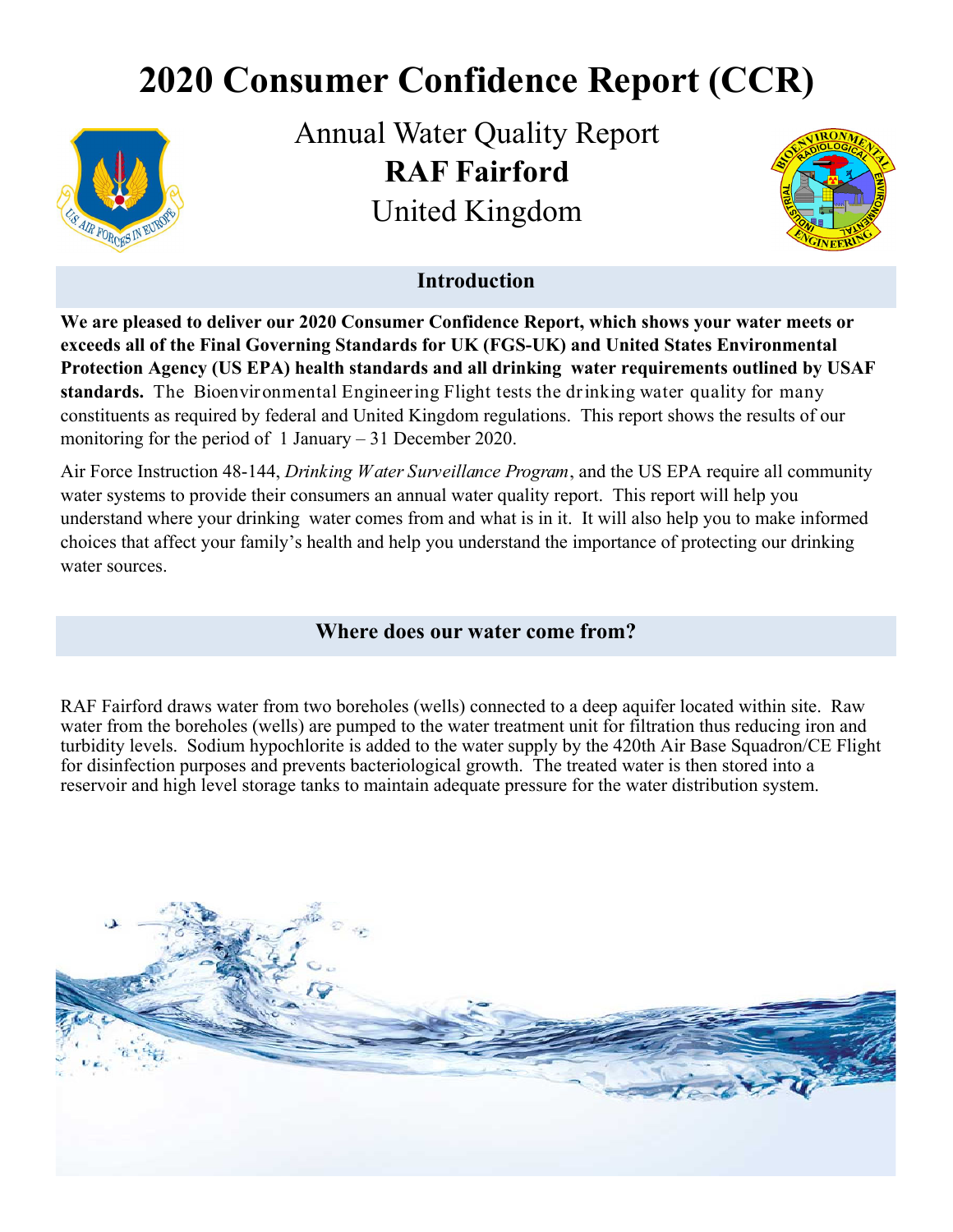# 2020 Consumer Confidence Report (CCR)

Annual Water Quality Report

**RAF Fairford**

United Kingdom

## Introduction

**We are pleased to deliver our 2020 Consumer Confidence Report, which shows your water meets or exceeds all of the Final Governing Standards for UK (FGS-UK) and United States Environmental Protection Agency (US EPA) health standards and all drinking water requirements outlined by USAF standards.** The Bioenvironmental Engineering Flight tests the drinking water quality for many constituents as required by federal and United Kingdom regulations. This report shows the results of our monitoring for the period of 1 January – 31 December 2020.

Air Force Instruction 48-144, *Drinking Water Surveillance Program*, and the US EPA require all community water systems to provide their consumers an annual water quality report. This report will help you understand where your drinking water comes from and what is in it. It will also help you to make informed choices that affect your family's health and help you understand the importance of protecting our drinking water sources.

## Where does our water come from?

RAF Fairford draws water from two boreholes (wells) connected to a deep aquifer located within site. Raw water from the boreholes (wells) are pumped to the water treatment unit for filtration thus reducing iron and turbidity levels. Sodium hypochlorite is added to the water supply by the 420th Air Base Squadron/CE Flight for disinfection purposes and prevents bacteriological growth. The treated water is then stored into a reservoir and high level storage tanks to maintain adequate pressure for the water distribution system.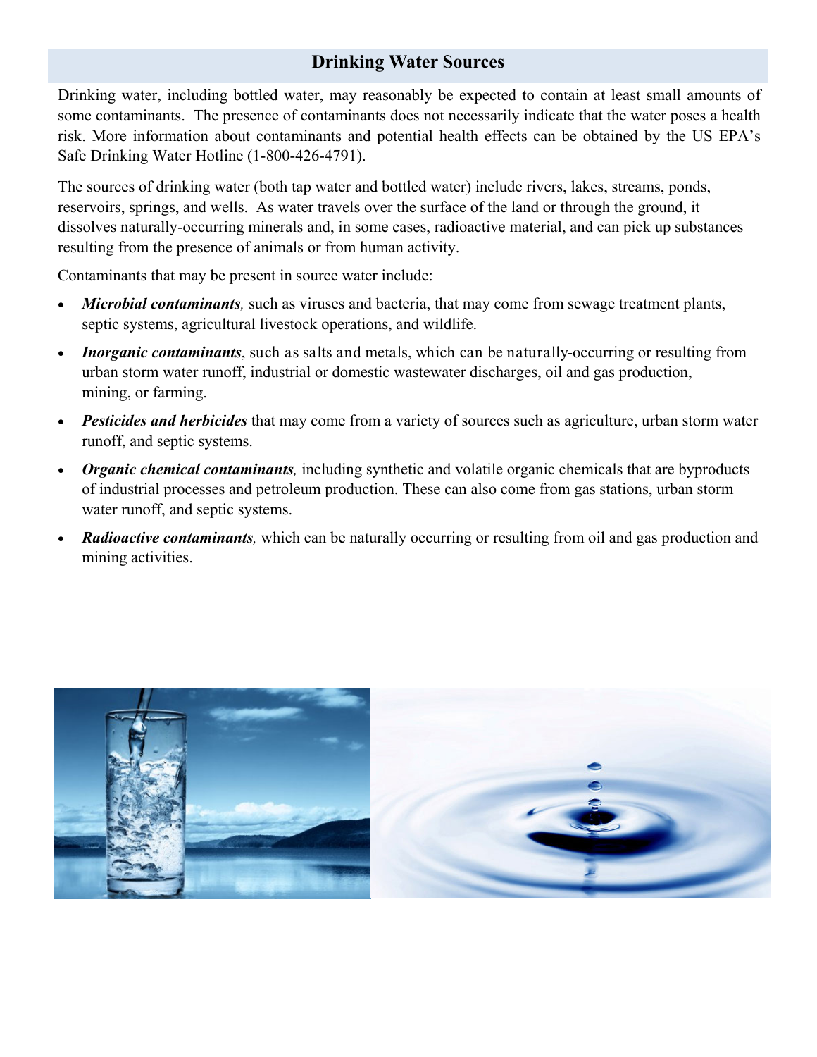## Drinking Water Sources

Drinking water, including bottled water, may reasonably be expected to contain at least small amounts of some contaminants. The presence of contaminants does not necessarily indicate that the water poses a health risk. More information about contaminants and potential health effects can be obtained by the US EPA's Safe Drinking Water Hotline (1-800-426-4791).

The sources of drinking water (both tap water and bottled water) include rivers, lakes, streams, ponds, reservoirs, springs, and wells. As water travels over the surface of the land or through the ground, it dissolves naturally-occurring minerals and, in some cases, radioactive material, and can pick up substances resulting from the presence of animals or from human activity.

Contaminants that may be present in source water include:

- ***Microbial contaminants,*** such as viruses and bacteria, that may come from sewage treatment plants, septic systems, agricultural livestock operations, and wildlife.
- ***Inorganic contaminants***, such as salts and metals, which can be naturally-occurring or resulting from urban storm water runoff, industrial or domestic wastewater discharges, oil and gas production, mining, or farming.
- ***Pesticides and herbicides*** that may come from a variety of sources such as agriculture, urban storm water runoff, and septic systems.
- ***Organic chemical contaminants,*** including synthetic and volatile organic chemicals that are byproducts of industrial processes and petroleum production. These can also come from gas stations, urban storm water runoff, and septic systems.
- ***Radioactive contaminants,*** which can be naturally occurring or resulting from oil and gas production and mining activities.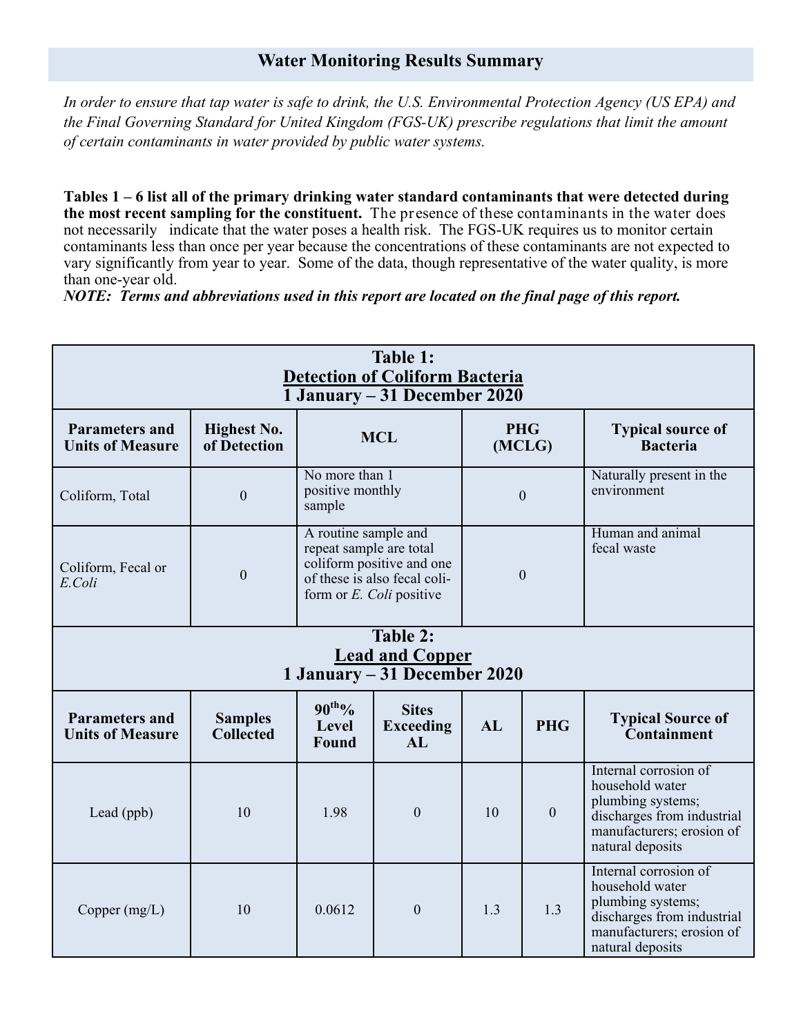## Water Monitoring Results Summary

*In order to ensure that tap water is safe to drink, the U.S. Environmental Protection Agency (US EPA) and the Final Governing Standard for United Kingdom (FGS-UK) prescribe regulations that limit the amount of certain contaminants in water provided by public water systems.*

**Tables 1 – 6 list all of the primary drinking water standard contaminants that were detected during the most recent sampling for the constituent.** The presence of these contaminants in the water does not necessarily indicate that the water poses a health risk. The FGS-UK requires us to monitor certain contaminants less than once per year because the concentrations of these contaminants are not expected to vary significantly from year to year. Some of the data, though representative of the water quality, is more than one-year old.

***NOTE: Terms and abbreviations used in this report are located on the final page of this report.***

**Table 1: Detection of Coliform Bacteria — 1 January – 31 December 2020**

| Parameters and Units of Measure | Highest No. of Detection | MCL | PHG (MCLG) | Typical source of Bacteria |
|---|---|---|---|---|
| Coliform, Total | 0 | No more than 1 positive monthly sample | 0 | Naturally present in the environment |
| Coliform, Fecal or *E.Coli* | 0 | A routine sample and repeat sample are total coliform positive and one of these is also fecal coliform or *E. Coli* positive | 0 | Human and animal fecal waste |

**Table 2: Lead and Copper — 1 January – 31 December 2020**

| Parameters and Units of Measure | Samples Collected | $90^{th}$% Level Found | Sites Exceeding AL | AL | PHG | Typical Source of Containment |
|---|---|---|---|---|---|---|
| Lead (ppb) | 10 | 1.98 | 0 | 10 | 0 | Internal corrosion of household water plumbing systems; discharges from industrial manufacturers; erosion of natural deposits |
| Copper (mg/L) | 10 | 0.0612 | 0 | 1.3 | 1.3 | Internal corrosion of household water plumbing systems; discharges from industrial manufacturers; erosion of natural deposits |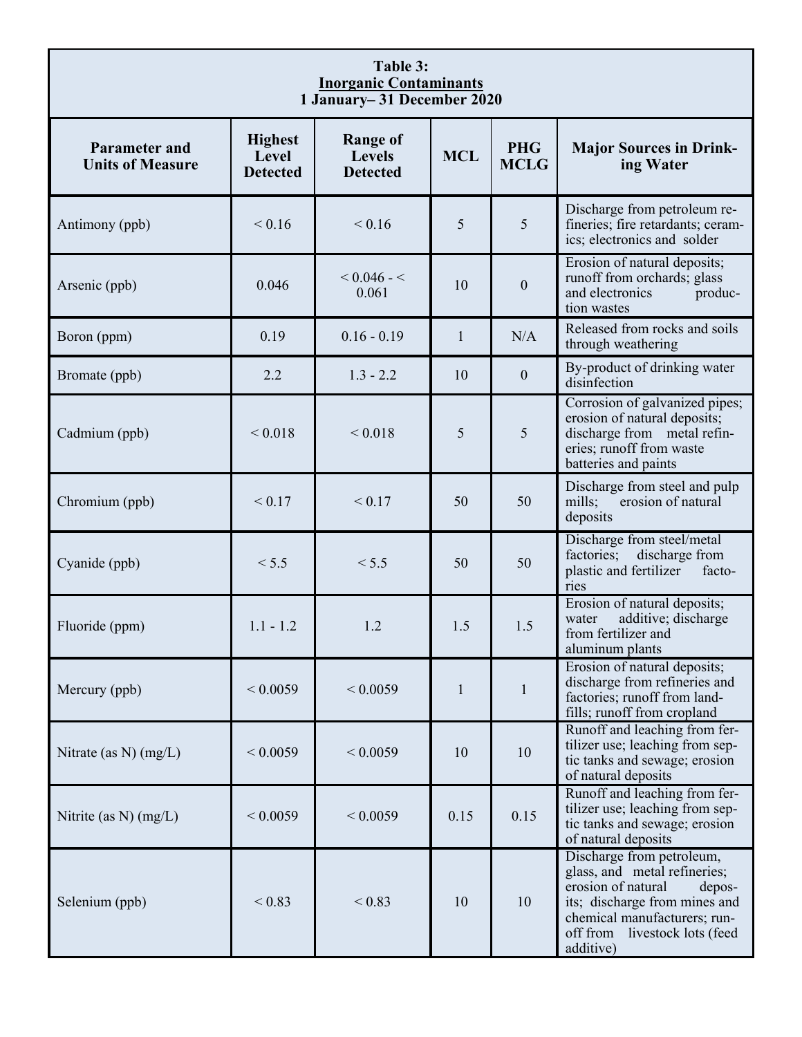**Table 3:**
**Inorganic Contaminants**
**1 January– 31 December 2020**

| Parameter and Units of Measure | Highest Level Detected | Range of Levels Detected | MCL | PHG MCLG | Major Sources in Drinking Water |
|---|---|---|---|---|---|
| Antimony (ppb) | < 0.16 | < 0.16 | 5 | 5 | Discharge from petroleum refineries; fire retardants; ceramics; electronics and solder |
| Arsenic (ppb) | 0.046 | < 0.046 - < 0.061 | 10 | 0 | Erosion of natural deposits; runoff from orchards; glass and electronics production wastes |
| Boron (ppm) | 0.19 | 0.16 - 0.19 | 1 | N/A | Released from rocks and soils through weathering |
| Bromate (ppb) | 2.2 | 1.3 - 2.2 | 10 | 0 | By-product of drinking water disinfection |
| Cadmium (ppb) | < 0.018 | < 0.018 | 5 | 5 | Corrosion of galvanized pipes; erosion of natural deposits; discharge from metal refineries; runoff from waste batteries and paints |
| Chromium (ppb) | < 0.17 | < 0.17 | 50 | 50 | Discharge from steel and pulp mills; erosion of natural deposits |
| Cyanide (ppb) | < 5.5 | < 5.5 | 50 | 50 | Discharge from steel/metal factories; discharge from plastic and fertilizer factories |
| Fluoride (ppm) | 1.1 - 1.2 | 1.2 | 1.5 | 1.5 | Erosion of natural deposits; water additive; discharge from fertilizer and aluminum plants |
| Mercury (ppb) | < 0.0059 | < 0.0059 | 1 | 1 | Erosion of natural deposits; discharge from refineries and factories; runoff from landfills; runoff from cropland |
| Nitrate (as N) (mg/L) | < 0.0059 | < 0.0059 | 10 | 10 | Runoff and leaching from fertilizer use; leaching from septic tanks and sewage; erosion of natural deposits |
| Nitrite (as N) (mg/L) | < 0.0059 | < 0.0059 | 0.15 | 0.15 | Runoff and leaching from fertilizer use; leaching from septic tanks and sewage; erosion of natural deposits |
| Selenium (ppb) | < 0.83 | < 0.83 | 10 | 10 | Discharge from petroleum, glass, and metal refineries; erosion of natural deposits; discharge from mines and chemical manufacturers; runoff from livestock lots (feed additive) |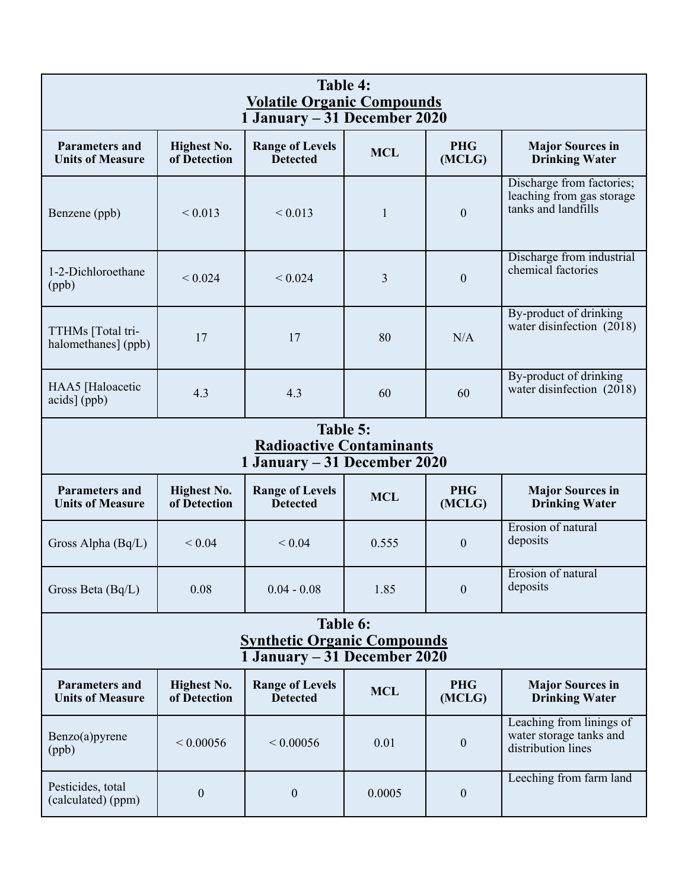**Table 4:**
**Volatile Organic Compounds**
**1 January – 31 December 2020**

| Parameters and Units of Measure | Highest No. of Detection | Range of Levels Detected | MCL | PHG (MCLG) | Major Sources in Drinking Water |
|---|---|---|---|---|---|
| Benzene (ppb) | < 0.013 | < 0.013 | 1 | 0 | Discharge from factories; leaching from gas storage tanks and landfills |
| 1-2-Dichloroethane (ppb) | < 0.024 | < 0.024 | 3 | 0 | Discharge from industrial chemical factories |
| TTHMs [Total tri-halomethanes] (ppb) | 17 | 17 | 80 | N/A | By-product of drinking water disinfection (2018) |
| HAA5 [Haloacetic acids] (ppb) | 4.3 | 4.3 | 60 | 60 | By-product of drinking water disinfection (2018) |

**Table 5:**
**Radioactive Contaminants**
**1 January – 31 December 2020**

| Parameters and Units of Measure | Highest No. of Detection | Range of Levels Detected | MCL | PHG (MCLG) | Major Sources in Drinking Water |
|---|---|---|---|---|---|
| Gross Alpha (Bq/L) | < 0.04 | < 0.04 | 0.555 | 0 | Erosion of natural deposits |
| Gross Beta (Bq/L) | 0.08 | 0.04 - 0.08 | 1.85 | 0 | Erosion of natural deposits |

**Table 6:**
**Synthetic Organic Compounds**
**1 January – 31 December 2020**

| Parameters and Units of Measure | Highest No. of Detection | Range of Levels Detected | MCL | PHG (MCLG) | Major Sources in Drinking Water |
|---|---|---|---|---|---|
| Benzo(a)pyrene (ppb) | < 0.00056 | < 0.00056 | 0.01 | 0 | Leaching from linings of water storage tanks and distribution lines |
| Pesticides, total (calculated) (ppm) | 0 | 0 | 0.0005 | 0 | Leeching from farm land |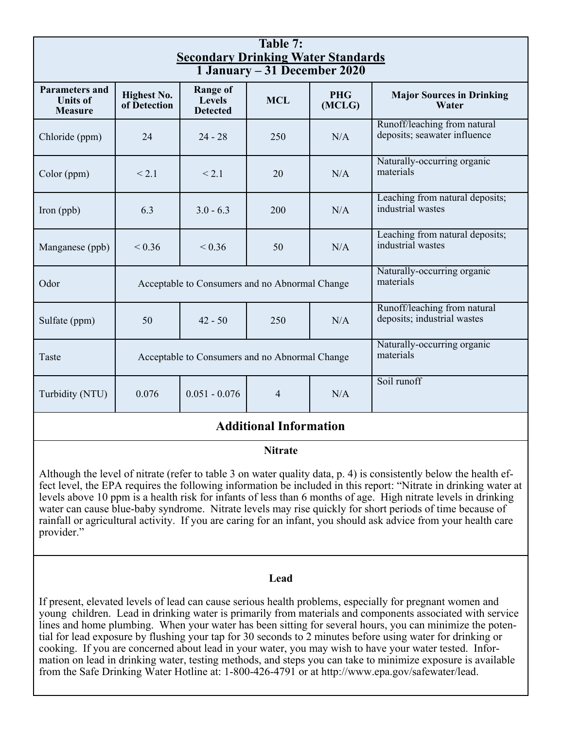**Table 7:**
**Secondary Drinking Water Standards**
**1 January – 31 December 2020**

| Parameters and Units of Measure | Highest No. of Detection | Range of Levels Detected | MCL | PHG (MCLG) | Major Sources in Drinking Water |
|---|---|---|---|---|---|
| Chloride (ppm) | 24 | 24 - 28 | 250 | N/A | Runoff/leaching from natural deposits; seawater influence |
| Color (ppm) | < 2.1 | < 2.1 | 20 | N/A | Naturally-occurring organic materials |
| Iron (ppb) | 6.3 | 3.0 - 6.3 | 200 | N/A | Leaching from natural deposits; industrial wastes |
| Manganese (ppb) | < 0.36 | < 0.36 | 50 | N/A | Leaching from natural deposits; industrial wastes |
| Odor | Acceptable to Consumers and no Abnormal Change | | | | Naturally-occurring organic materials |
| Sulfate (ppm) | 50 | 42 - 50 | 250 | N/A | Runoff/leaching from natural deposits; industrial wastes |
| Taste | Acceptable to Consumers and no Abnormal Change | | | | Naturally-occurring organic materials |
| Turbidity (NTU) | 0.076 | 0.051 - 0.076 | 4 | N/A | Soil runoff |

## Additional Information

### Nitrate

Although the level of nitrate (refer to table 3 on water quality data, p. 4) is consistently below the health effect level, the EPA requires the following information be included in this report: "Nitrate in drinking water at levels above 10 ppm is a health risk for infants of less than 6 months of age. High nitrate levels in drinking water can cause blue-baby syndrome. Nitrate levels may rise quickly for short periods of time because of rainfall or agricultural activity. If you are caring for an infant, you should ask advice from your health care provider."

### Lead

If present, elevated levels of lead can cause serious health problems, especially for pregnant women and young children. Lead in drinking water is primarily from materials and components associated with service lines and home plumbing. When your water has been sitting for several hours, you can minimize the potential for lead exposure by flushing your tap for 30 seconds to 2 minutes before using water for drinking or cooking. If you are concerned about lead in your water, you may wish to have your water tested. Information on lead in drinking water, testing methods, and steps you can take to minimize exposure is available from the Safe Drinking Water Hotline at: 1-800-426-4791 or at http://www.epa.gov/safewater/lead.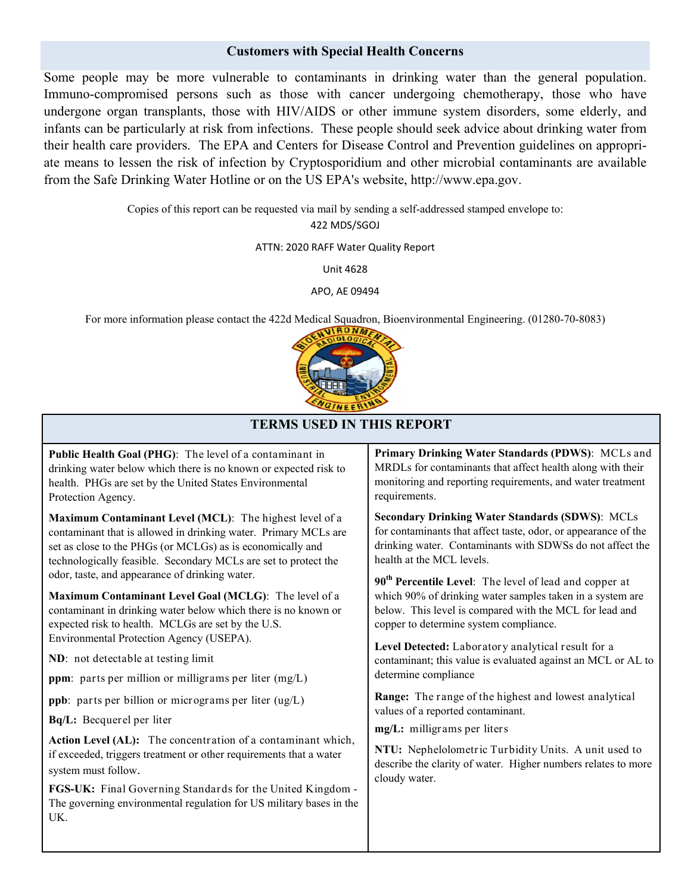## Customers with Special Health Concerns

Some people may be more vulnerable to contaminants in drinking water than the general population. Immuno-compromised persons such as those with cancer undergoing chemotherapy, those who have undergone organ transplants, those with HIV/AIDS or other immune system disorders, some elderly, and infants can be particularly at risk from infections. These people should seek advice about drinking water from their health care providers. The EPA and Centers for Disease Control and Prevention guidelines on appropriate means to lessen the risk of infection by Cryptosporidium and other microbial contaminants are available from the Safe Drinking Water Hotline or on the US EPA's website, http://www.epa.gov.

Copies of this report can be requested via mail by sending a self-addressed stamped envelope to:

422 MDS/SGOJ

ATTN: 2020 RAFF Water Quality Report

Unit 4628

APO, AE 09494

For more information please contact the 422d Medical Squadron, Bioenvironmental Engineering. (01280-70-8083)

## TERMS USED IN THIS REPORT

**Public Health Goal (PHG)**: The level of a contaminant in drinking water below which there is no known or expected risk to health. PHGs are set by the United States Environmental Protection Agency.

**Maximum Contaminant Level (MCL)**: The highest level of a contaminant that is allowed in drinking water. Primary MCLs are set as close to the PHGs (or MCLGs) as is economically and technologically feasible. Secondary MCLs are set to protect the odor, taste, and appearance of drinking water.

**Maximum Contaminant Level Goal (MCLG)**: The level of a contaminant in drinking water below which there is no known or expected risk to health. MCLGs are set by the U.S. Environmental Protection Agency (USEPA).

**ND**: not detectable at testing limit

**ppm**: parts per million or milligrams per liter (mg/L)

**ppb**: parts per billion or micrograms per liter (ug/L)

**Bq/L:** Becquerel per liter

**Action Level (AL):** The concentration of a contaminant which, if exceeded, triggers treatment or other requirements that a water system must follow.

**FGS-UK:** Final Governing Standards for the United Kingdom - The governing environmental regulation for US military bases in the UK.

**Primary Drinking Water Standards (PDWS)**: MCLs and MRDLs for contaminants that affect health along with their monitoring and reporting requirements, and water treatment requirements.

**Secondary Drinking Water Standards (SDWS)**: MCLs for contaminants that affect taste, odor, or appearance of the drinking water. Contaminants with SDWSs do not affect the health at the MCL levels.

**90th Percentile Level**: The level of lead and copper at which 90% of drinking water samples taken in a system are below. This level is compared with the MCL for lead and copper to determine system compliance.

**Level Detected:** Laboratory analytical result for a contaminant; this value is evaluated against an MCL or AL to determine compliance

**Range:** The range of the highest and lowest analytical values of a reported contaminant.

**mg/L:** milligrams per liters

**NTU:** Nephelolometric Turbidity Units. A unit used to describe the clarity of water. Higher numbers relates to more cloudy water.